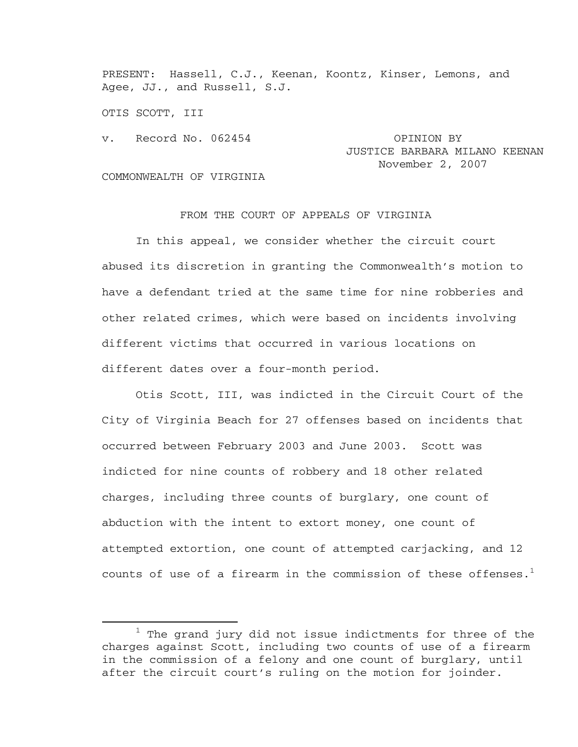PRESENT: Hassell, C.J., Keenan, Koontz, Kinser, Lemons, and Agee, JJ., and Russell, S.J.

OTIS SCOTT, III

v. Record No. 062454

OPINION BY JUSTICE BARBARA MILANO KEENAN
November 2, 2007

COMMONWEALTH OF VIRGINIA

FROM THE COURT OF APPEALS OF VIRGINIA

In this appeal, we consider whether the circuit court abused its discretion in granting the Commonwealth's motion to have a defendant tried at the same time for nine robberies and other related crimes, which were based on incidents involving different victims that occurred in various locations on different dates over a four-month period.

Otis Scott, III, was indicted in the Circuit Court of the City of Virginia Beach for 27 offenses based on incidents that occurred between February 2003 and June 2003. Scott was indicted for nine counts of robbery and 18 other related charges, including three counts of burglary, one count of abduction with the intent to extort money, one count of attempted extortion, one count of attempted carjacking, and 12 counts of use of a firearm in the commission of these offenses.[1]

---

[1] The grand jury did not issue indictments for three of the charges against Scott, including two counts of use of a firearm in the commission of a felony and one count of burglary, until after the circuit court's ruling on the motion for joinder.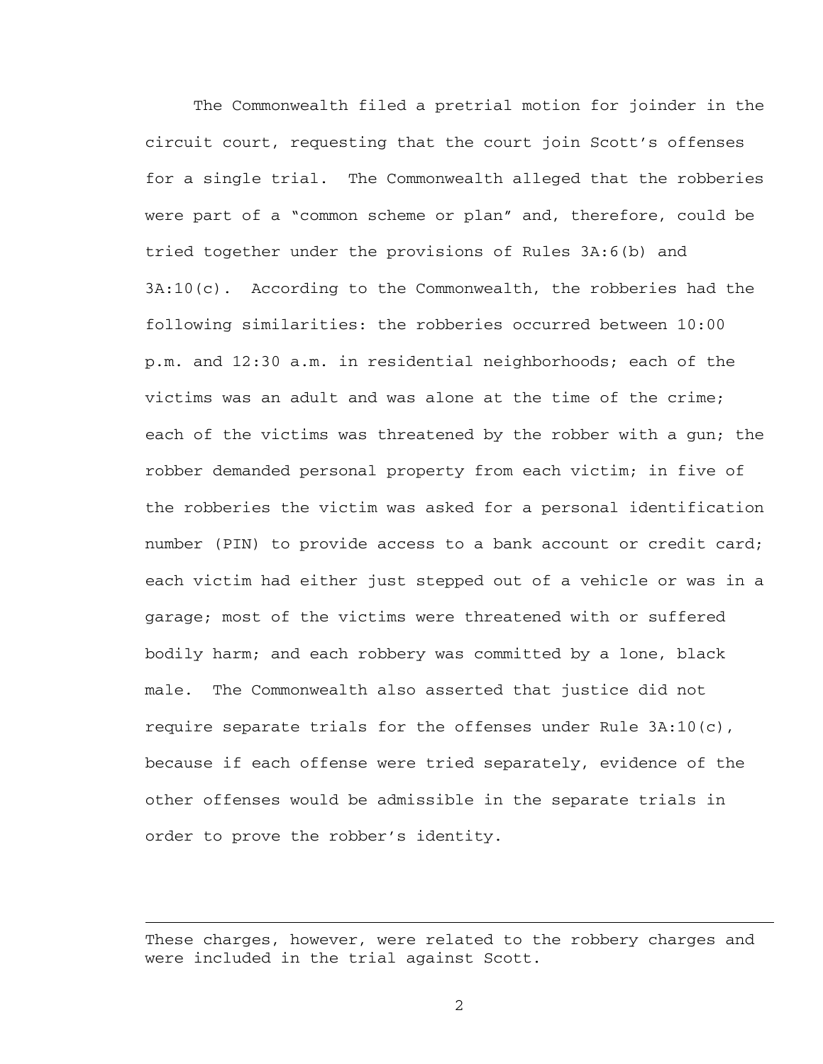The Commonwealth filed a pretrial motion for joinder in the circuit court, requesting that the court join Scott's offenses for a single trial. The Commonwealth alleged that the robberies were part of a "common scheme or plan" and, therefore, could be tried together under the provisions of Rules 3A:6(b) and 3A:10(c). According to the Commonwealth, the robberies had the following similarities: the robberies occurred between 10:00 p.m. and 12:30 a.m. in residential neighborhoods; each of the victims was an adult and was alone at the time of the crime; each of the victims was threatened by the robber with a gun; the robber demanded personal property from each victim; in five of the robberies the victim was asked for a personal identification number (PIN) to provide access to a bank account or credit card; each victim had either just stepped out of a vehicle or was in a garage; most of the victims were threatened with or suffered bodily harm; and each robbery was committed by a lone, black male. The Commonwealth also asserted that justice did not require separate trials for the offenses under Rule 3A:10(c), because if each offense were tried separately, evidence of the other offenses would be admissible in the separate trials in order to prove the robber's identity.

---

These charges, however, were related to the robbery charges and were included in the trial against Scott.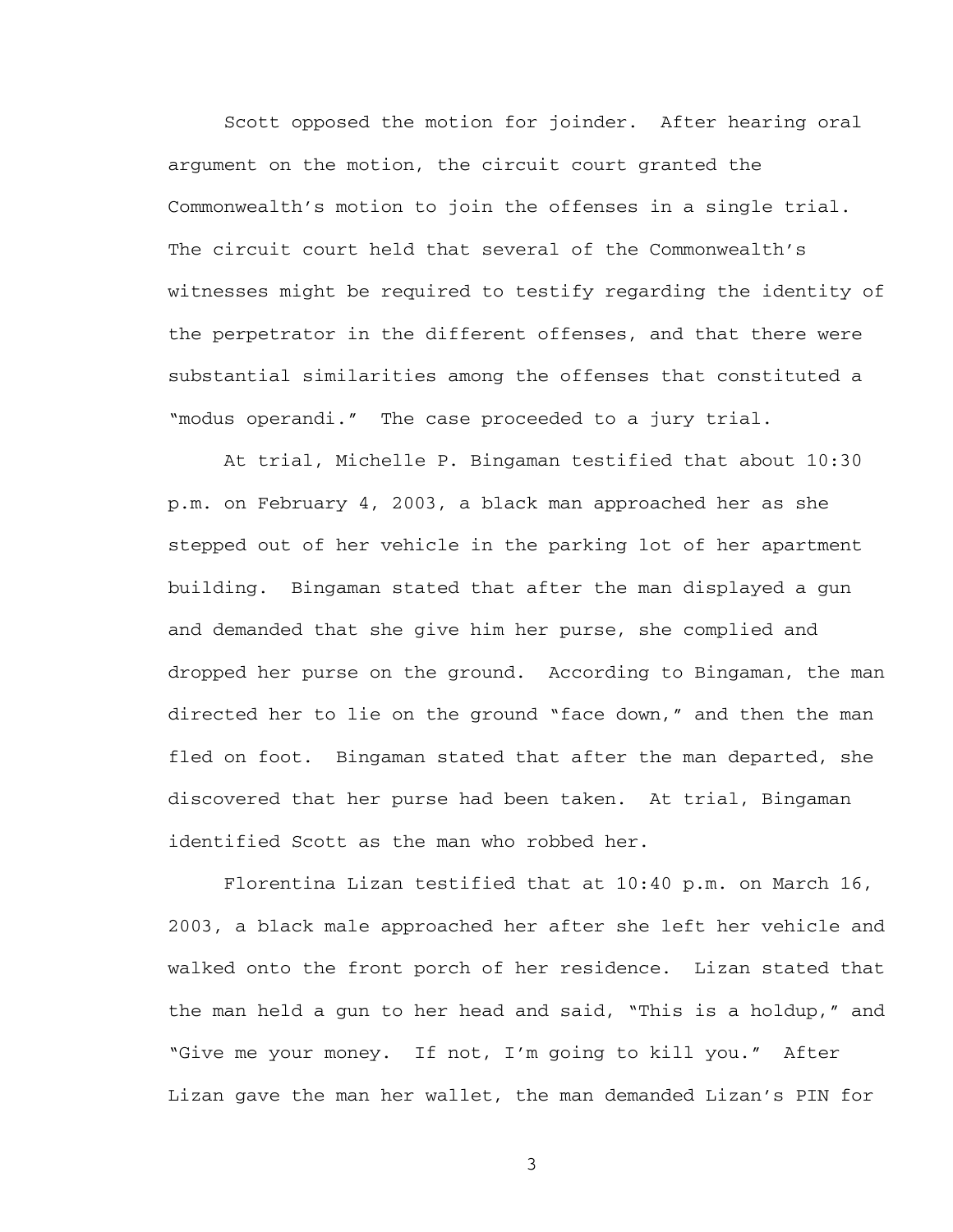Scott opposed the motion for joinder. After hearing oral argument on the motion, the circuit court granted the Commonwealth's motion to join the offenses in a single trial. The circuit court held that several of the Commonwealth's witnesses might be required to testify regarding the identity of the perpetrator in the different offenses, and that there were substantial similarities among the offenses that constituted a "modus operandi." The case proceeded to a jury trial.

At trial, Michelle P. Bingaman testified that about 10:30 p.m. on February 4, 2003, a black man approached her as she stepped out of her vehicle in the parking lot of her apartment building. Bingaman stated that after the man displayed a gun and demanded that she give him her purse, she complied and dropped her purse on the ground. According to Bingaman, the man directed her to lie on the ground "face down," and then the man fled on foot. Bingaman stated that after the man departed, she discovered that her purse had been taken. At trial, Bingaman identified Scott as the man who robbed her.

Florentina Lizan testified that at 10:40 p.m. on March 16, 2003, a black male approached her after she left her vehicle and walked onto the front porch of her residence. Lizan stated that the man held a gun to her head and said, "This is a holdup," and "Give me your money. If not, I'm going to kill you." After Lizan gave the man her wallet, the man demanded Lizan's PIN for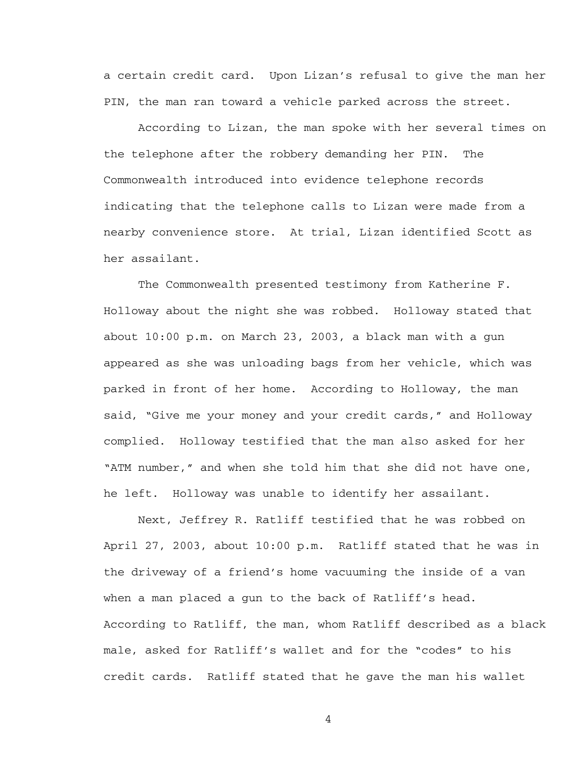a certain credit card. Upon Lizan's refusal to give the man her PIN, the man ran toward a vehicle parked across the street.

According to Lizan, the man spoke with her several times on the telephone after the robbery demanding her PIN. The Commonwealth introduced into evidence telephone records indicating that the telephone calls to Lizan were made from a nearby convenience store. At trial, Lizan identified Scott as her assailant.

The Commonwealth presented testimony from Katherine F. Holloway about the night she was robbed. Holloway stated that about 10:00 p.m. on March 23, 2003, a black man with a gun appeared as she was unloading bags from her vehicle, which was parked in front of her home. According to Holloway, the man said, "Give me your money and your credit cards," and Holloway complied. Holloway testified that the man also asked for her "ATM number," and when she told him that she did not have one, he left. Holloway was unable to identify her assailant.

Next, Jeffrey R. Ratliff testified that he was robbed on April 27, 2003, about 10:00 p.m. Ratliff stated that he was in the driveway of a friend's home vacuuming the inside of a van when a man placed a gun to the back of Ratliff's head. According to Ratliff, the man, whom Ratliff described as a black male, asked for Ratliff's wallet and for the "codes" to his credit cards. Ratliff stated that he gave the man his wallet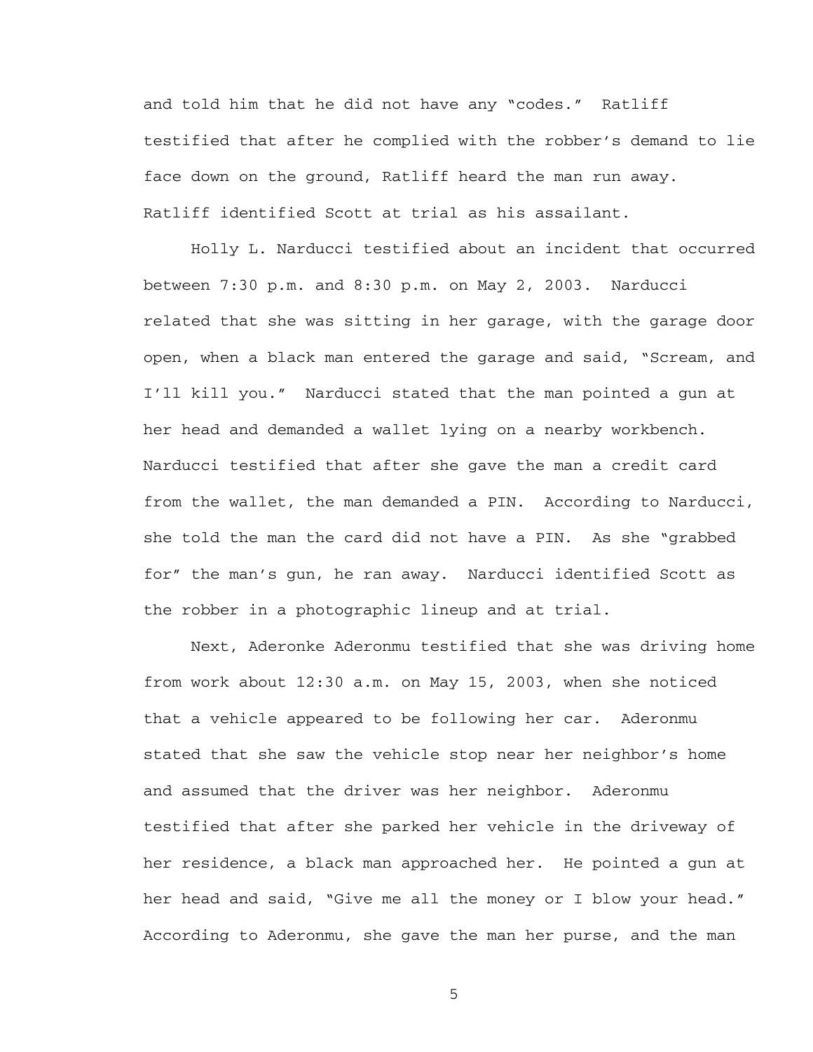and told him that he did not have any "codes." Ratliff testified that after he complied with the robber's demand to lie face down on the ground, Ratliff heard the man run away. Ratliff identified Scott at trial as his assailant.

Holly L. Narducci testified about an incident that occurred between 7:30 p.m. and 8:30 p.m. on May 2, 2003. Narducci related that she was sitting in her garage, with the garage door open, when a black man entered the garage and said, "Scream, and I'll kill you." Narducci stated that the man pointed a gun at her head and demanded a wallet lying on a nearby workbench. Narducci testified that after she gave the man a credit card from the wallet, the man demanded a PIN. According to Narducci, she told the man the card did not have a PIN. As she "grabbed for" the man's gun, he ran away. Narducci identified Scott as the robber in a photographic lineup and at trial.

Next, Aderonke Aderonmu testified that she was driving home from work about 12:30 a.m. on May 15, 2003, when she noticed that a vehicle appeared to be following her car. Aderonmu stated that she saw the vehicle stop near her neighbor's home and assumed that the driver was her neighbor. Aderonmu testified that after she parked her vehicle in the driveway of her residence, a black man approached her. He pointed a gun at her head and said, "Give me all the money or I blow your head." According to Aderonmu, she gave the man her purse, and the man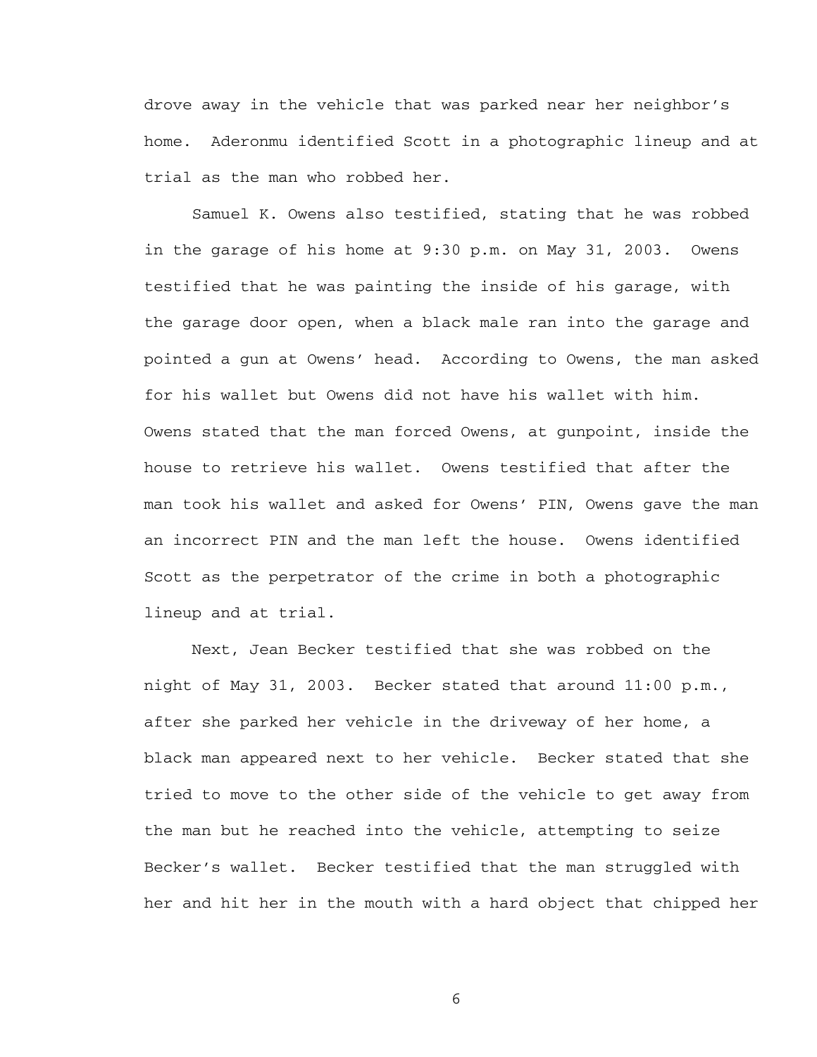drove away in the vehicle that was parked near her neighbor's home. Aderonmu identified Scott in a photographic lineup and at trial as the man who robbed her.

Samuel K. Owens also testified, stating that he was robbed in the garage of his home at 9:30 p.m. on May 31, 2003. Owens testified that he was painting the inside of his garage, with the garage door open, when a black male ran into the garage and pointed a gun at Owens' head. According to Owens, the man asked for his wallet but Owens did not have his wallet with him. Owens stated that the man forced Owens, at gunpoint, inside the house to retrieve his wallet. Owens testified that after the man took his wallet and asked for Owens' PIN, Owens gave the man an incorrect PIN and the man left the house. Owens identified Scott as the perpetrator of the crime in both a photographic lineup and at trial.

Next, Jean Becker testified that she was robbed on the night of May 31, 2003. Becker stated that around 11:00 p.m., after she parked her vehicle in the driveway of her home, a black man appeared next to her vehicle. Becker stated that she tried to move to the other side of the vehicle to get away from the man but he reached into the vehicle, attempting to seize Becker's wallet. Becker testified that the man struggled with her and hit her in the mouth with a hard object that chipped her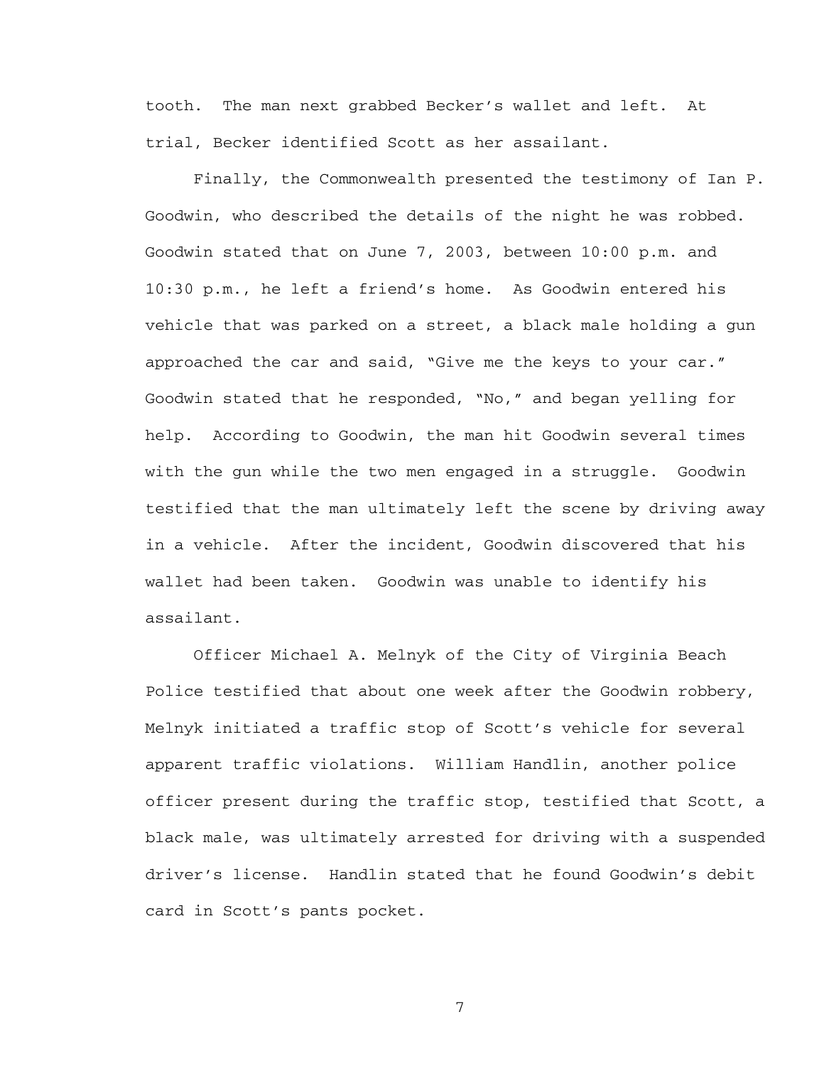tooth. The man next grabbed Becker's wallet and left. At trial, Becker identified Scott as her assailant.

Finally, the Commonwealth presented the testimony of Ian P. Goodwin, who described the details of the night he was robbed. Goodwin stated that on June 7, 2003, between 10:00 p.m. and 10:30 p.m., he left a friend's home. As Goodwin entered his vehicle that was parked on a street, a black male holding a gun approached the car and said, "Give me the keys to your car." Goodwin stated that he responded, "No," and began yelling for help. According to Goodwin, the man hit Goodwin several times with the gun while the two men engaged in a struggle. Goodwin testified that the man ultimately left the scene by driving away in a vehicle. After the incident, Goodwin discovered that his wallet had been taken. Goodwin was unable to identify his assailant.

Officer Michael A. Melnyk of the City of Virginia Beach Police testified that about one week after the Goodwin robbery, Melnyk initiated a traffic stop of Scott's vehicle for several apparent traffic violations. William Handlin, another police officer present during the traffic stop, testified that Scott, a black male, was ultimately arrested for driving with a suspended driver's license. Handlin stated that he found Goodwin's debit card in Scott's pants pocket.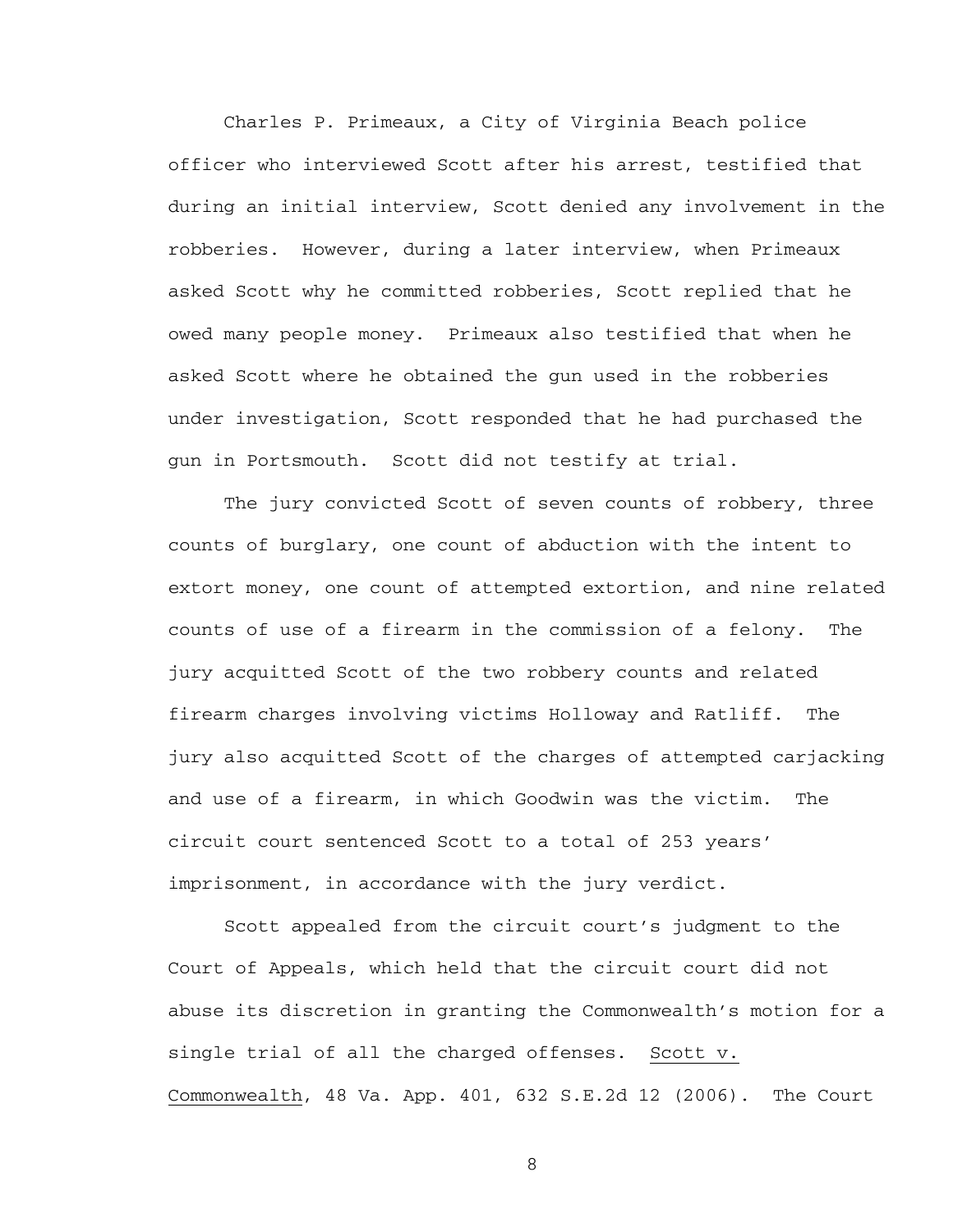Charles P. Primeaux, a City of Virginia Beach police officer who interviewed Scott after his arrest, testified that during an initial interview, Scott denied any involvement in the robberies. However, during a later interview, when Primeaux asked Scott why he committed robberies, Scott replied that he owed many people money. Primeaux also testified that when he asked Scott where he obtained the gun used in the robberies under investigation, Scott responded that he had purchased the gun in Portsmouth. Scott did not testify at trial.

The jury convicted Scott of seven counts of robbery, three counts of burglary, one count of abduction with the intent to extort money, one count of attempted extortion, and nine related counts of use of a firearm in the commission of a felony. The jury acquitted Scott of the two robbery counts and related firearm charges involving victims Holloway and Ratliff. The jury also acquitted Scott of the charges of attempted carjacking and use of a firearm, in which Goodwin was the victim. The circuit court sentenced Scott to a total of 253 years' imprisonment, in accordance with the jury verdict.

Scott appealed from the circuit court's judgment to the Court of Appeals, which held that the circuit court did not abuse its discretion in granting the Commonwealth's motion for a single trial of all the charged offenses. Scott v. Commonwealth, 48 Va. App. 401, 632 S.E.2d 12 (2006). The Court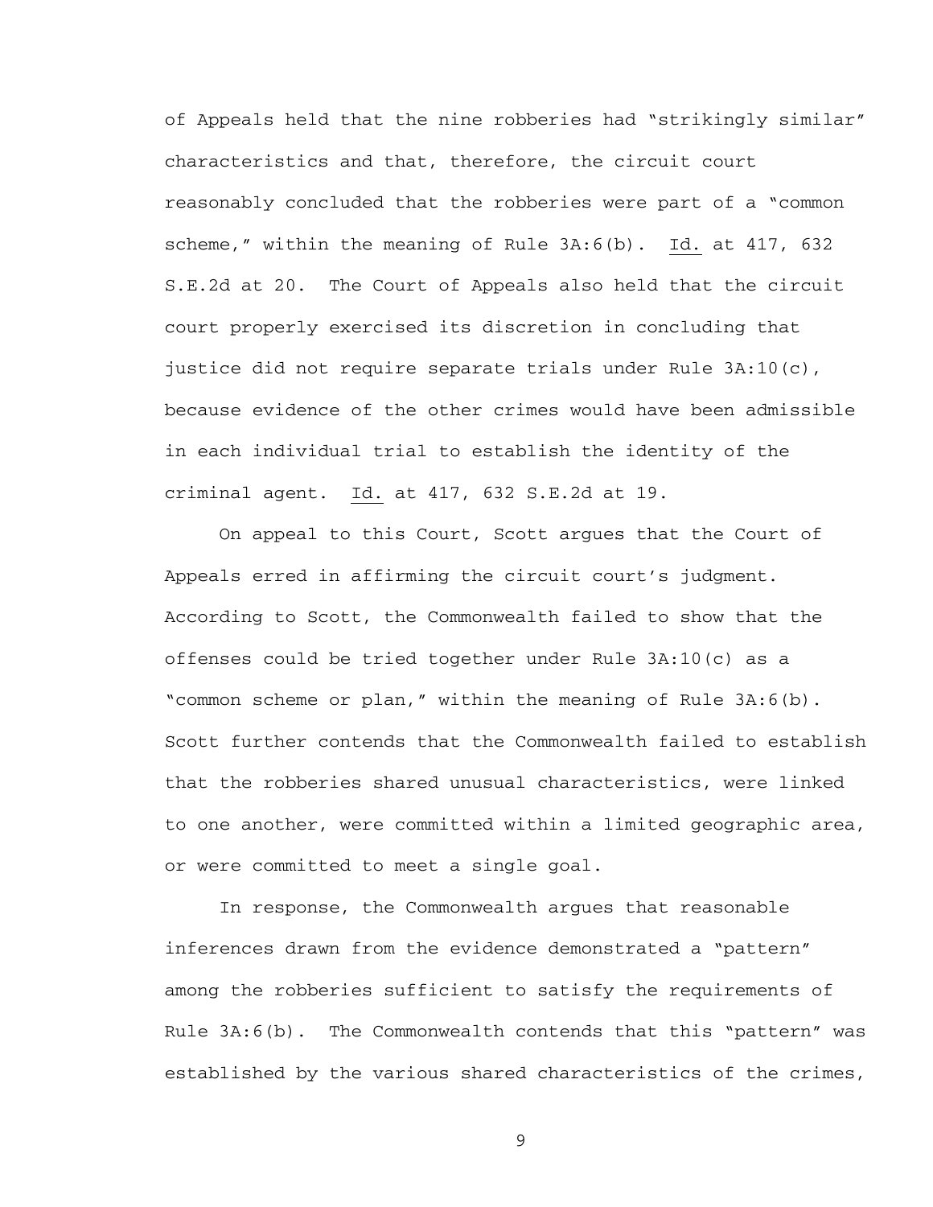of Appeals held that the nine robberies had "strikingly similar" characteristics and that, therefore, the circuit court reasonably concluded that the robberies were part of a "common scheme," within the meaning of Rule 3A:6(b). Id. at 417, 632 S.E.2d at 20. The Court of Appeals also held that the circuit court properly exercised its discretion in concluding that justice did not require separate trials under Rule 3A:10(c), because evidence of the other crimes would have been admissible in each individual trial to establish the identity of the criminal agent. Id. at 417, 632 S.E.2d at 19.

On appeal to this Court, Scott argues that the Court of Appeals erred in affirming the circuit court's judgment. According to Scott, the Commonwealth failed to show that the offenses could be tried together under Rule 3A:10(c) as a "common scheme or plan," within the meaning of Rule 3A:6(b). Scott further contends that the Commonwealth failed to establish that the robberies shared unusual characteristics, were linked to one another, were committed within a limited geographic area, or were committed to meet a single goal.

In response, the Commonwealth argues that reasonable inferences drawn from the evidence demonstrated a "pattern" among the robberies sufficient to satisfy the requirements of Rule 3A:6(b). The Commonwealth contends that this "pattern" was established by the various shared characteristics of the crimes,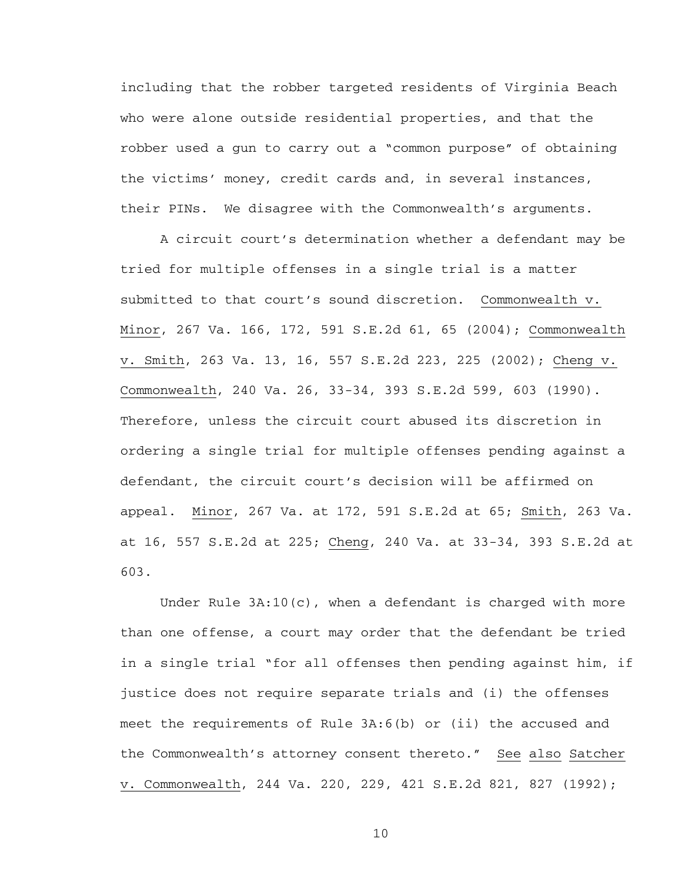including that the robber targeted residents of Virginia Beach who were alone outside residential properties, and that the robber used a gun to carry out a "common purpose" of obtaining the victims' money, credit cards and, in several instances, their PINs. We disagree with the Commonwealth's arguments.

A circuit court's determination whether a defendant may be tried for multiple offenses in a single trial is a matter submitted to that court's sound discretion. Commonwealth v. Minor, 267 Va. 166, 172, 591 S.E.2d 61, 65 (2004); Commonwealth v. Smith, 263 Va. 13, 16, 557 S.E.2d 223, 225 (2002); Cheng v. Commonwealth, 240 Va. 26, 33-34, 393 S.E.2d 599, 603 (1990). Therefore, unless the circuit court abused its discretion in ordering a single trial for multiple offenses pending against a defendant, the circuit court's decision will be affirmed on appeal. Minor, 267 Va. at 172, 591 S.E.2d at 65; Smith, 263 Va. at 16, 557 S.E.2d at 225; Cheng, 240 Va. at 33-34, 393 S.E.2d at 603.

Under Rule 3A:10(c), when a defendant is charged with more than one offense, a court may order that the defendant be tried in a single trial "for all offenses then pending against him, if justice does not require separate trials and (i) the offenses meet the requirements of Rule 3A:6(b) or (ii) the accused and the Commonwealth's attorney consent thereto." See also Satcher v. Commonwealth, 244 Va. 220, 229, 421 S.E.2d 821, 827 (1992);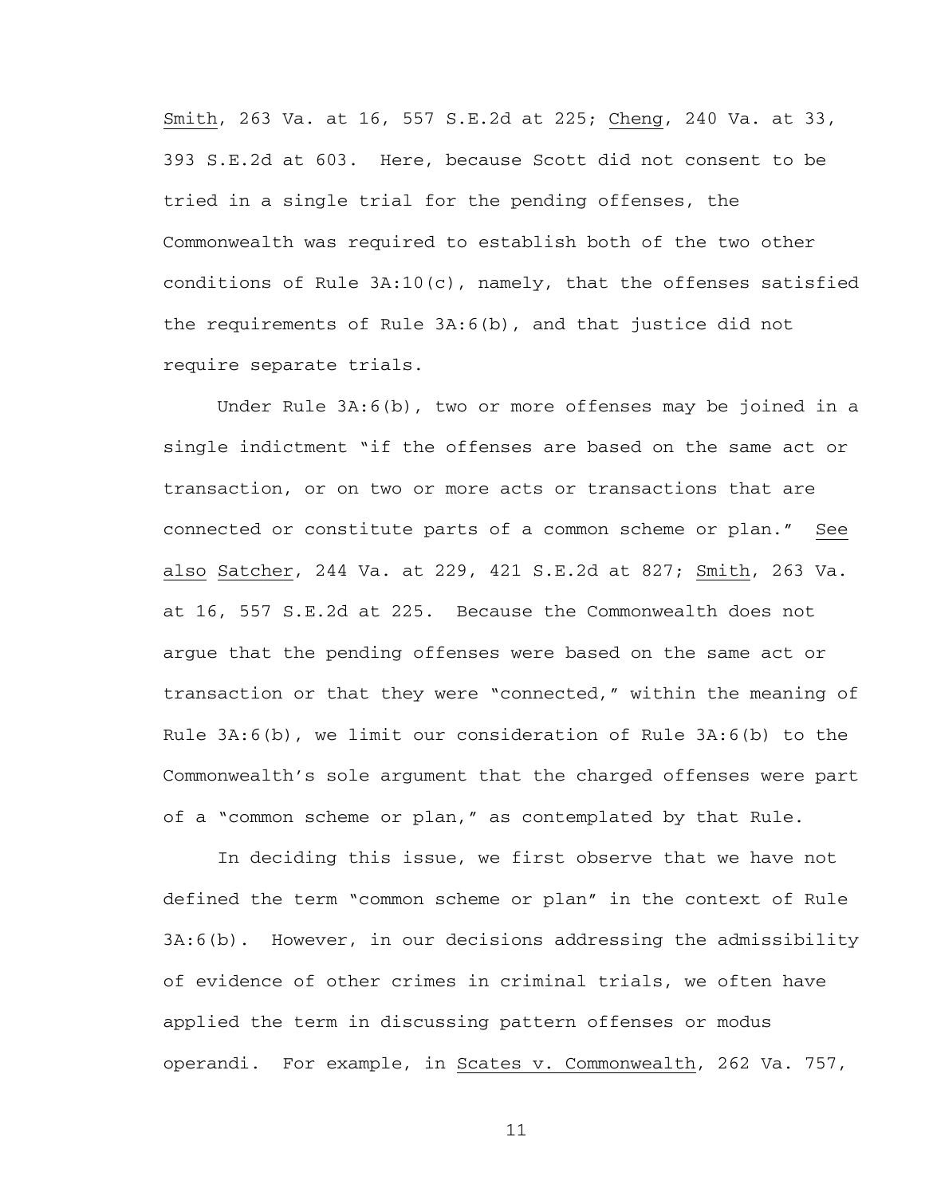Smith, 263 Va. at 16, 557 S.E.2d at 225; Cheng, 240 Va. at 33, 393 S.E.2d at 603. Here, because Scott did not consent to be tried in a single trial for the pending offenses, the Commonwealth was required to establish both of the two other conditions of Rule 3A:10(c), namely, that the offenses satisfied the requirements of Rule 3A:6(b), and that justice did not require separate trials.

Under Rule 3A:6(b), two or more offenses may be joined in a single indictment "if the offenses are based on the same act or transaction, or on two or more acts or transactions that are connected or constitute parts of a common scheme or plan." See also Satcher, 244 Va. at 229, 421 S.E.2d at 827; Smith, 263 Va. at 16, 557 S.E.2d at 225. Because the Commonwealth does not argue that the pending offenses were based on the same act or transaction or that they were "connected," within the meaning of Rule 3A:6(b), we limit our consideration of Rule 3A:6(b) to the Commonwealth's sole argument that the charged offenses were part of a "common scheme or plan," as contemplated by that Rule.

In deciding this issue, we first observe that we have not defined the term "common scheme or plan" in the context of Rule 3A:6(b). However, in our decisions addressing the admissibility of evidence of other crimes in criminal trials, we often have applied the term in discussing pattern offenses or modus operandi. For example, in Scates v. Commonwealth, 262 Va. 757,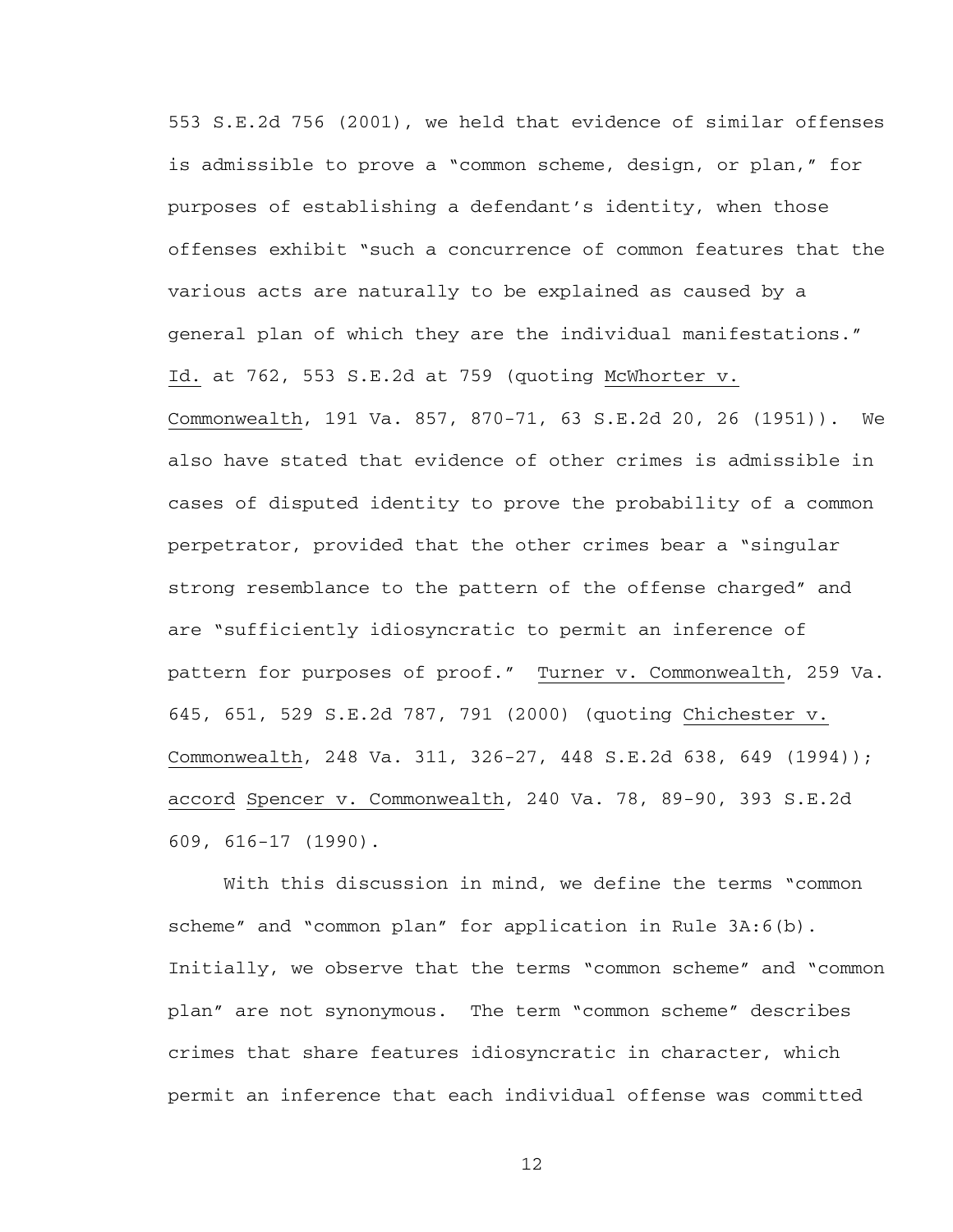553 S.E.2d 756 (2001), we held that evidence of similar offenses is admissible to prove a "common scheme, design, or plan," for purposes of establishing a defendant's identity, when those offenses exhibit "such a concurrence of common features that the various acts are naturally to be explained as caused by a general plan of which they are the individual manifestations." Id. at 762, 553 S.E.2d at 759 (quoting McWhorter v. Commonwealth, 191 Va. 857, 870-71, 63 S.E.2d 20, 26 (1951)). We also have stated that evidence of other crimes is admissible in cases of disputed identity to prove the probability of a common perpetrator, provided that the other crimes bear a "singular strong resemblance to the pattern of the offense charged" and are "sufficiently idiosyncratic to permit an inference of pattern for purposes of proof." Turner v. Commonwealth, 259 Va. 645, 651, 529 S.E.2d 787, 791 (2000) (quoting Chichester v. Commonwealth, 248 Va. 311, 326-27, 448 S.E.2d 638, 649 (1994)); accord Spencer v. Commonwealth, 240 Va. 78, 89-90, 393 S.E.2d 609, 616-17 (1990).

With this discussion in mind, we define the terms "common scheme" and "common plan" for application in Rule 3A:6(b). Initially, we observe that the terms "common scheme" and "common plan" are not synonymous. The term "common scheme" describes crimes that share features idiosyncratic in character, which permit an inference that each individual offense was committed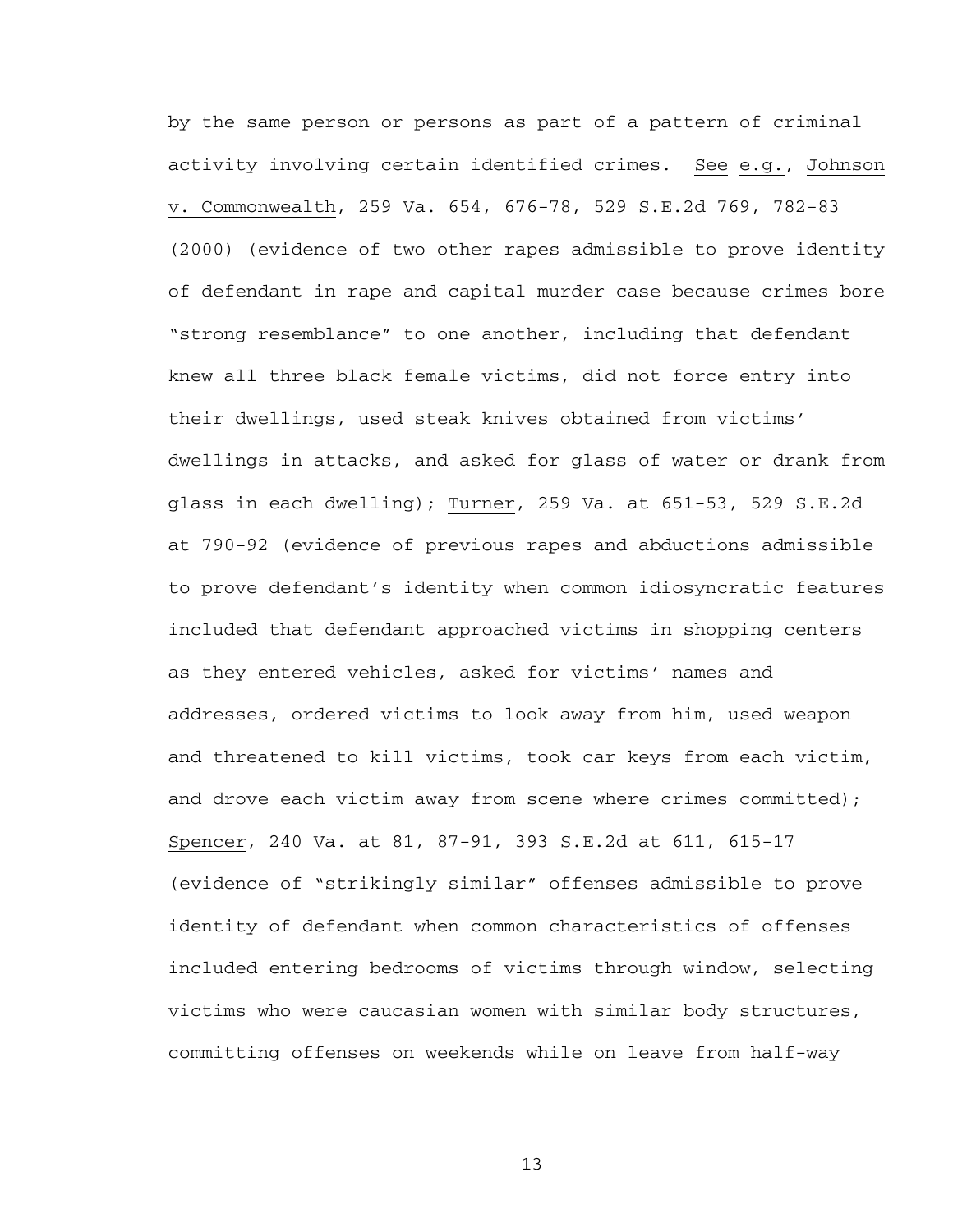by the same person or persons as part of a pattern of criminal activity involving certain identified crimes. See e.g., Johnson v. Commonwealth, 259 Va. 654, 676-78, 529 S.E.2d 769, 782-83 (2000) (evidence of two other rapes admissible to prove identity of defendant in rape and capital murder case because crimes bore "strong resemblance" to one another, including that defendant knew all three black female victims, did not force entry into their dwellings, used steak knives obtained from victims' dwellings in attacks, and asked for glass of water or drank from glass in each dwelling); Turner, 259 Va. at 651-53, 529 S.E.2d at 790-92 (evidence of previous rapes and abductions admissible to prove defendant's identity when common idiosyncratic features included that defendant approached victims in shopping centers as they entered vehicles, asked for victims' names and addresses, ordered victims to look away from him, used weapon and threatened to kill victims, took car keys from each victim, and drove each victim away from scene where crimes committed); Spencer, 240 Va. at 81, 87-91, 393 S.E.2d at 611, 615-17 (evidence of "strikingly similar" offenses admissible to prove identity of defendant when common characteristics of offenses included entering bedrooms of victims through window, selecting victims who were caucasian women with similar body structures, committing offenses on weekends while on leave from half-way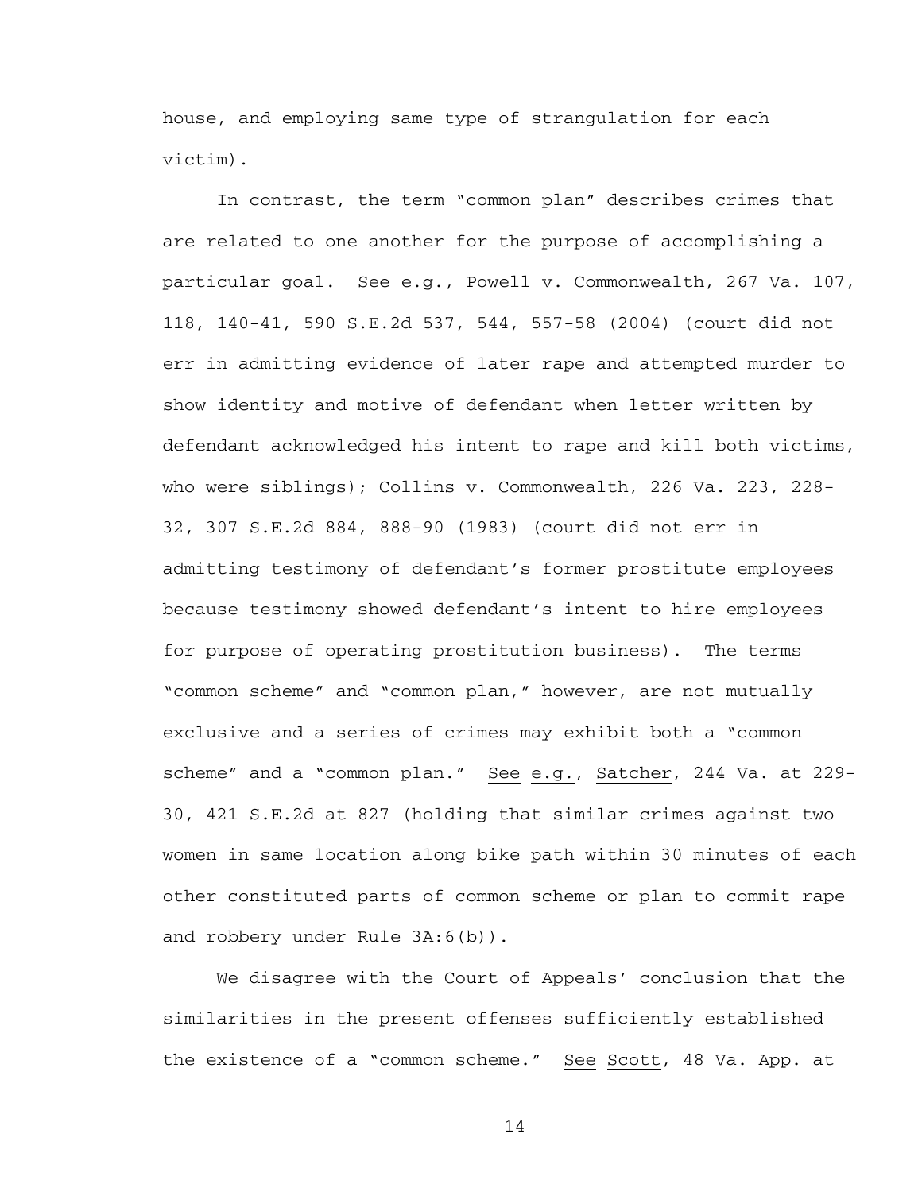house, and employing same type of strangulation for each victim).

In contrast, the term "common plan" describes crimes that are related to one another for the purpose of accomplishing a particular goal. See e.g., Powell v. Commonwealth, 267 Va. 107, 118, 140-41, 590 S.E.2d 537, 544, 557-58 (2004) (court did not err in admitting evidence of later rape and attempted murder to show identity and motive of defendant when letter written by defendant acknowledged his intent to rape and kill both victims, who were siblings); Collins v. Commonwealth, 226 Va. 223, 228-32, 307 S.E.2d 884, 888-90 (1983) (court did not err in admitting testimony of defendant's former prostitute employees because testimony showed defendant's intent to hire employees for purpose of operating prostitution business). The terms "common scheme" and "common plan," however, are not mutually exclusive and a series of crimes may exhibit both a "common scheme" and a "common plan." See e.g., Satcher, 244 Va. at 229-30, 421 S.E.2d at 827 (holding that similar crimes against two women in same location along bike path within 30 minutes of each other constituted parts of common scheme or plan to commit rape and robbery under Rule 3A:6(b)).

We disagree with the Court of Appeals' conclusion that the similarities in the present offenses sufficiently established the existence of a "common scheme." See Scott, 48 Va. App. at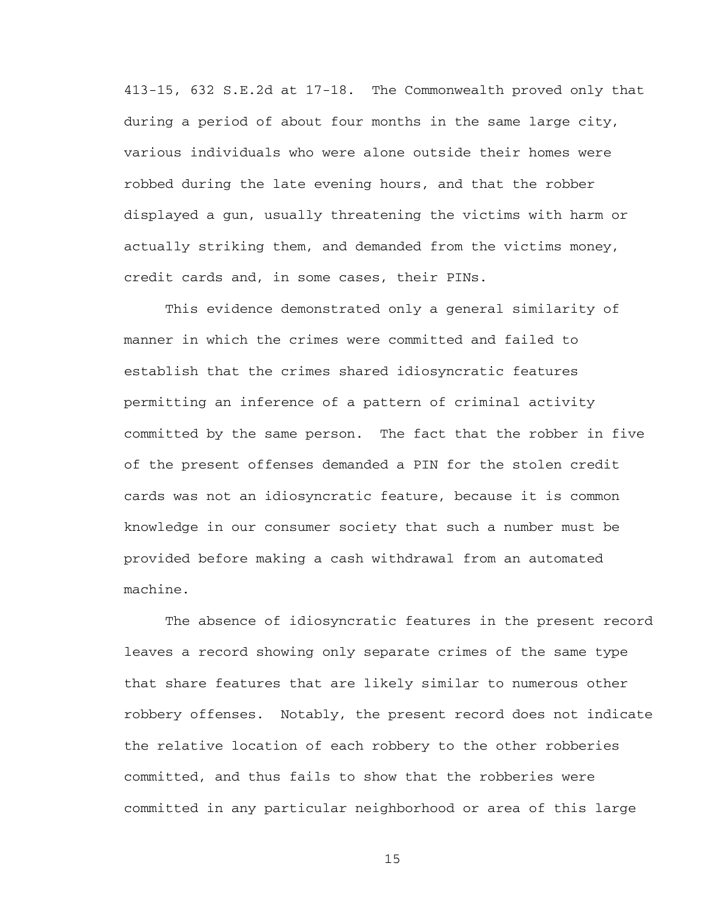413-15, 632 S.E.2d at 17-18. The Commonwealth proved only that during a period of about four months in the same large city, various individuals who were alone outside their homes were robbed during the late evening hours, and that the robber displayed a gun, usually threatening the victims with harm or actually striking them, and demanded from the victims money, credit cards and, in some cases, their PINs.

This evidence demonstrated only a general similarity of manner in which the crimes were committed and failed to establish that the crimes shared idiosyncratic features permitting an inference of a pattern of criminal activity committed by the same person. The fact that the robber in five of the present offenses demanded a PIN for the stolen credit cards was not an idiosyncratic feature, because it is common knowledge in our consumer society that such a number must be provided before making a cash withdrawal from an automated machine.

The absence of idiosyncratic features in the present record leaves a record showing only separate crimes of the same type that share features that are likely similar to numerous other robbery offenses. Notably, the present record does not indicate the relative location of each robbery to the other robberies committed, and thus fails to show that the robberies were committed in any particular neighborhood or area of this large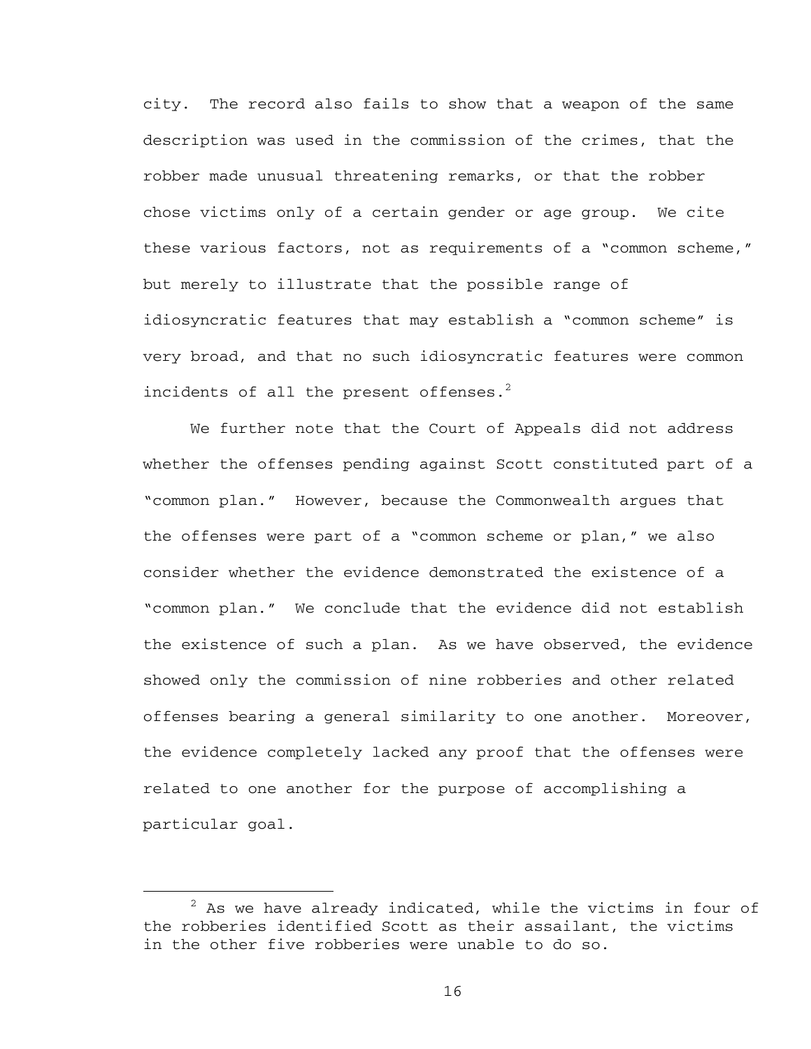city. The record also fails to show that a weapon of the same description was used in the commission of the crimes, that the robber made unusual threatening remarks, or that the robber chose victims only of a certain gender or age group. We cite these various factors, not as requirements of a "common scheme," but merely to illustrate that the possible range of idiosyncratic features that may establish a "common scheme" is very broad, and that no such idiosyncratic features were common incidents of all the present offenses.[2]

We further note that the Court of Appeals did not address whether the offenses pending against Scott constituted part of a "common plan." However, because the Commonwealth argues that the offenses were part of a "common scheme or plan," we also consider whether the evidence demonstrated the existence of a "common plan." We conclude that the evidence did not establish the existence of such a plan. As we have observed, the evidence showed only the commission of nine robberies and other related offenses bearing a general similarity to one another. Moreover, the evidence completely lacked any proof that the offenses were related to one another for the purpose of accomplishing a particular goal.

---

[2] As we have already indicated, while the victims in four of the robberies identified Scott as their assailant, the victims in the other five robberies were unable to do so.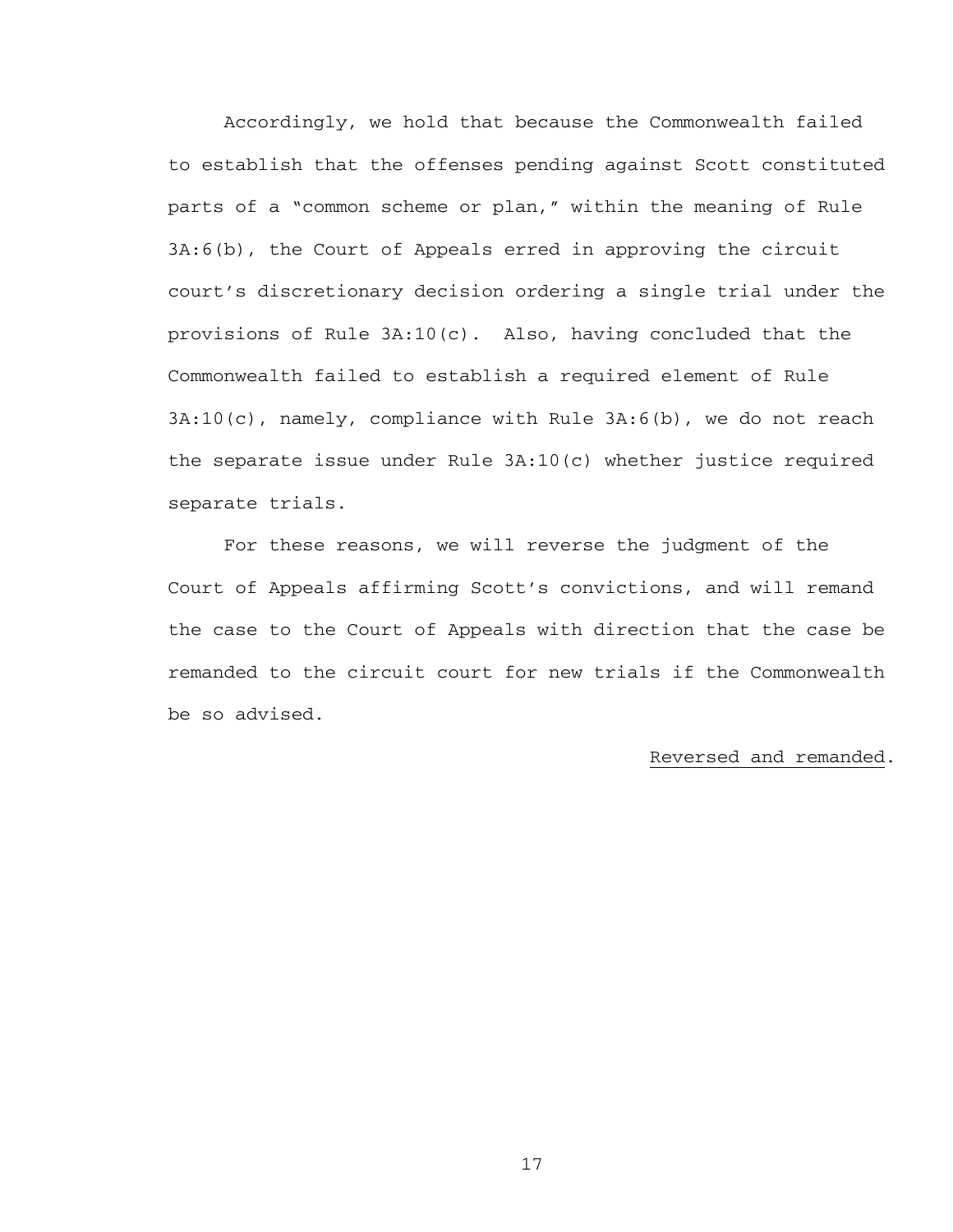Accordingly, we hold that because the Commonwealth failed to establish that the offenses pending against Scott constituted parts of a "common scheme or plan," within the meaning of Rule 3A:6(b), the Court of Appeals erred in approving the circuit court's discretionary decision ordering a single trial under the provisions of Rule 3A:10(c). Also, having concluded that the Commonwealth failed to establish a required element of Rule 3A:10(c), namely, compliance with Rule 3A:6(b), we do not reach the separate issue under Rule 3A:10(c) whether justice required separate trials.

For these reasons, we will reverse the judgment of the Court of Appeals affirming Scott's convictions, and will remand the case to the Court of Appeals with direction that the case be remanded to the circuit court for new trials if the Commonwealth be so advised.

Reversed and remanded.